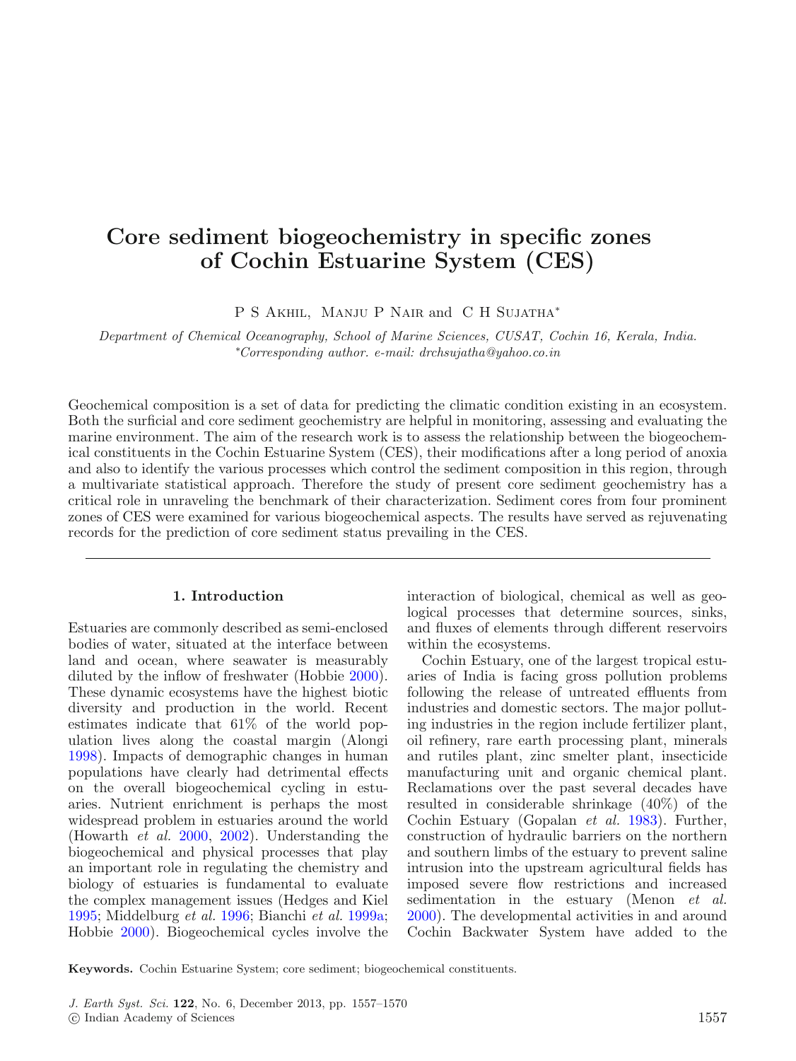# Core sediment biogeochemistry in specific zones of Cochin Estuarine System (CES)

P S Akhil, Manju P Nair and C H Sujatha*

*Department of Chemical Oceanography, School of Marine Sciences, CUSAT, Cochin 16, Kerala, India.*
*Corresponding author. e-mail: drchsujatha@yahoo.co.in

Geochemical composition is a set of data for predicting the climatic condition existing in an ecosystem. Both the surficial and core sediment geochemistry are helpful in monitoring, assessing and evaluating the marine environment. The aim of the research work is to assess the relationship between the biogeochemical constituents in the Cochin Estuarine System (CES), their modifications after a long period of anoxia and also to identify the various processes which control the sediment composition in this region, through a multivariate statistical approach. Therefore the study of present core sediment geochemistry has a critical role in unraveling the benchmark of their characterization. Sediment cores from four prominent zones of CES were examined for various biogeochemical aspects. The results have served as rejuvenating records for the prediction of core sediment status prevailing in the CES.

## 1. Introduction

Estuaries are commonly described as semi-enclosed bodies of water, situated at the interface between land and ocean, where seawater is measurably diluted by the inflow of freshwater (Hobbie 2000). These dynamic ecosystems have the highest biotic diversity and production in the world. Recent estimates indicate that 61% of the world population lives along the coastal margin (Alongi 1998). Impacts of demographic changes in human populations have clearly had detrimental effects on the overall biogeochemical cycling in estuaries. Nutrient enrichment is perhaps the most widespread problem in estuaries around the world (Howarth *et al.* 2000, 2002). Understanding the biogeochemical and physical processes that play an important role in regulating the chemistry and biology of estuaries is fundamental to evaluate the complex management issues (Hedges and Kiel 1995; Middelburg *et al.* 1996; Bianchi *et al.* 1999a; Hobbie 2000). Biogeochemical cycles involve the interaction of biological, chemical as well as geological processes that determine sources, sinks, and fluxes of elements through different reservoirs within the ecosystems.

Cochin Estuary, one of the largest tropical estuaries of India is facing gross pollution problems following the release of untreated effluents from industries and domestic sectors. The major polluting industries in the region include fertilizer plant, oil refinery, rare earth processing plant, minerals and rutiles plant, zinc smelter plant, insecticide manufacturing unit and organic chemical plant. Reclamations over the past several decades have resulted in considerable shrinkage (40%) of the Cochin Estuary (Gopalan *et al.* 1983). Further, construction of hydraulic barriers on the northern and southern limbs of the estuary to prevent saline intrusion into the upstream agricultural fields has imposed severe flow restrictions and increased sedimentation in the estuary (Menon *et al.* 2000). The developmental activities in and around Cochin Backwater System have added to the

**Keywords.** Cochin Estuarine System; core sediment; biogeochemical constituents.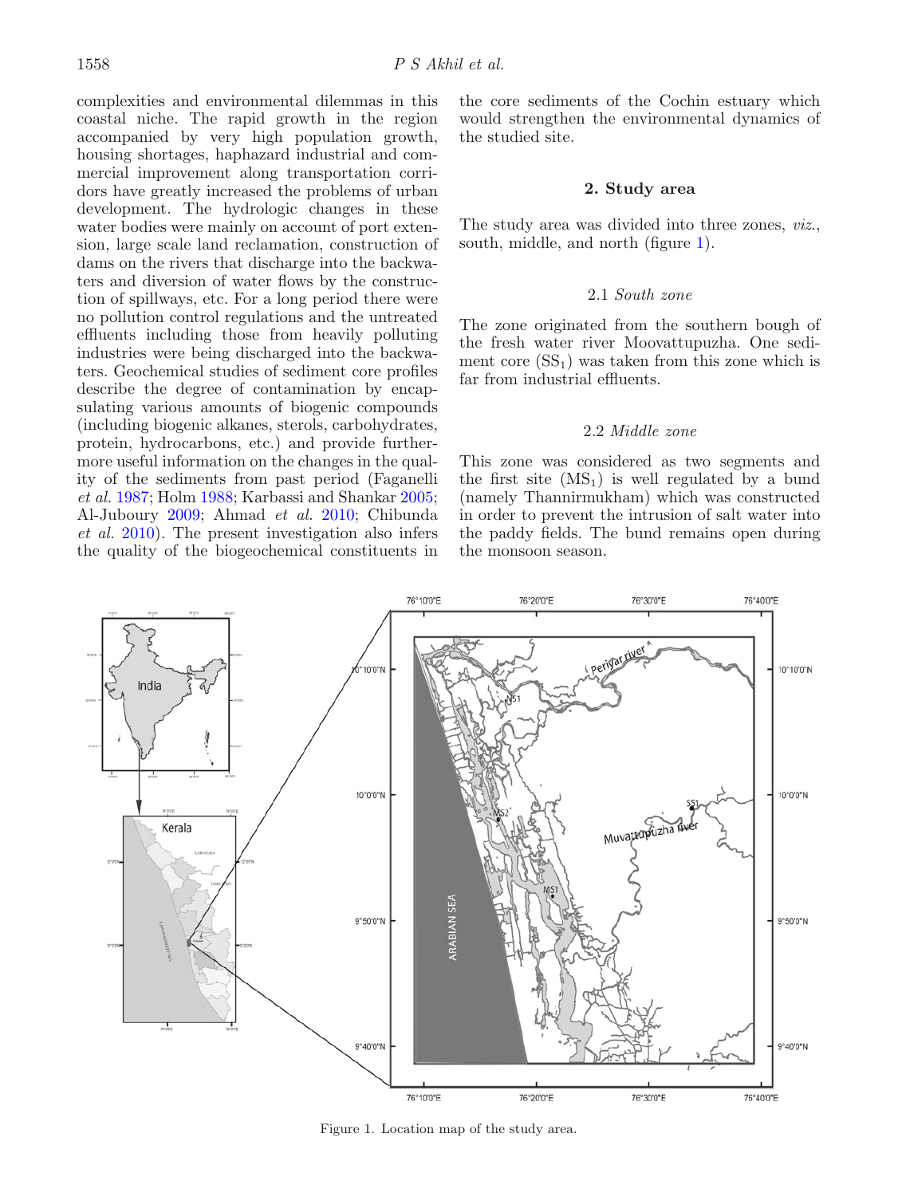complexities and environmental dilemmas in this coastal niche. The rapid growth in the region accompanied by very high population growth, housing shortages, haphazard industrial and commercial improvement along transportation corridors have greatly increased the problems of urban development. The hydrologic changes in these water bodies were mainly on account of port extension, large scale land reclamation, construction of dams on the rivers that discharge into the backwaters and diversion of water flows by the construction of spillways, etc. For a long period there were no pollution control regulations and the untreated effluents including those from heavily polluting industries were being discharged into the backwaters. Geochemical studies of sediment core profiles describe the degree of contamination by encapsulating various amounts of biogenic compounds (including biogenic alkanes, sterols, carbohydrates, protein, hydrocarbons, etc.) and provide furthermore useful information on the changes in the quality of the sediments from past period (Faganelli *et al.* 1987; Holm 1988; Karbassi and Shankar 2005; Al-Juboury 2009; Ahmad *et al.* 2010; Chibunda *et al.* 2010). The present investigation also infers the quality of the biogeochemical constituents in the core sediments of the Cochin estuary which would strengthen the environmental dynamics of the studied site.

## 2. Study area

The study area was divided into three zones, *viz.*, south, middle, and north (figure 1).

### 2.1 *South zone*

The zone originated from the southern bough of the fresh water river Moovattupuzha. One sediment core ($SS_1$) was taken from this zone which is far from industrial effluents.

### 2.2 *Middle zone*

This zone was considered as two segments and the first site ($MS_1$) is well regulated by a bund (namely Thannirmukham) which was constructed in order to prevent the intrusion of salt water into the paddy fields. The bund remains open during the monsoon season.

Figure 1. Location map of the study area.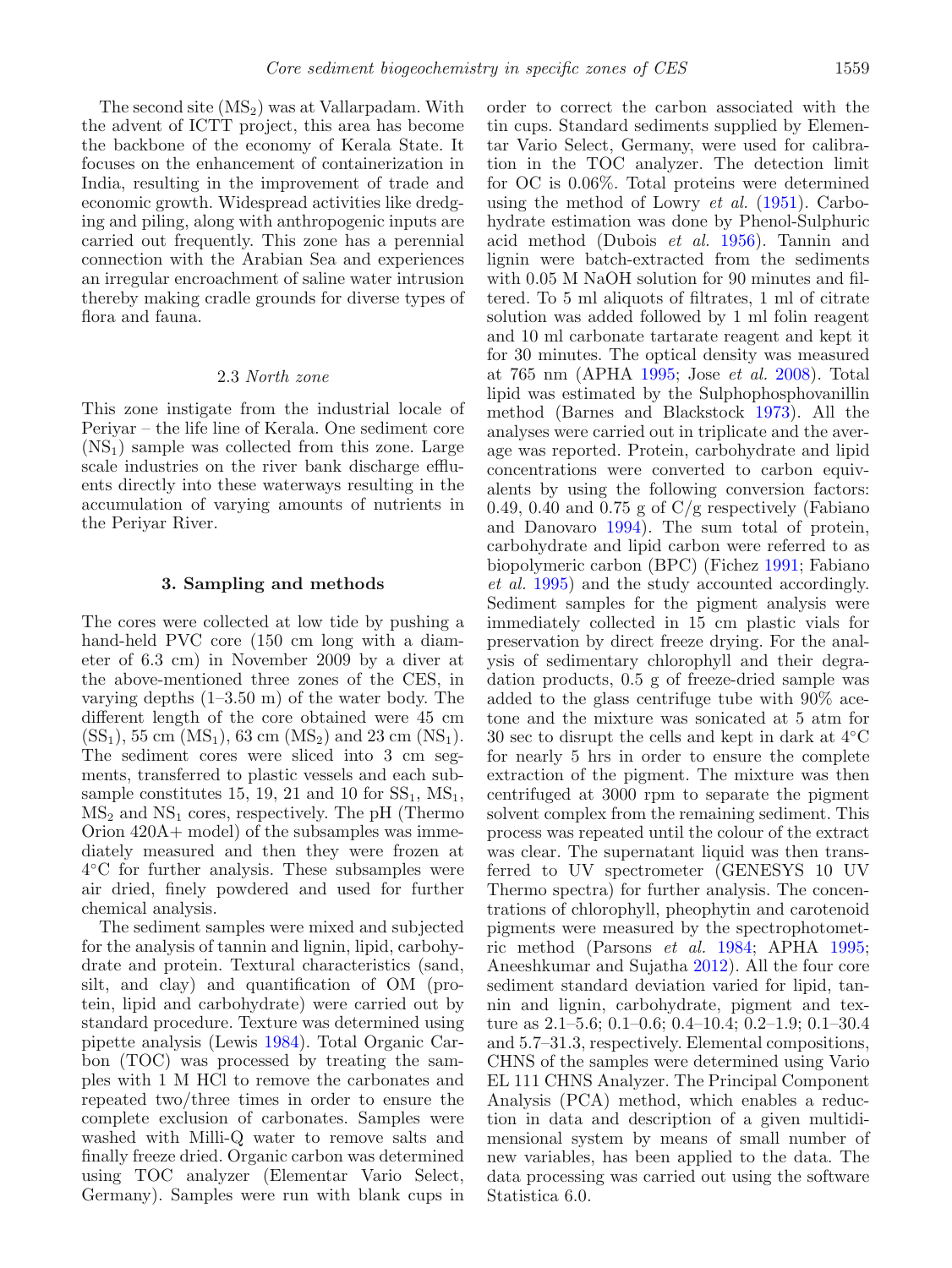The second site ($MS_2$) was at Vallarpadam. With the advent of ICTT project, this area has become the backbone of the economy of Kerala State. It focuses on the enhancement of containerization in India, resulting in the improvement of trade and economic growth. Widespread activities like dredging and piling, along with anthropogenic inputs are carried out frequently. This zone has a perennial connection with the Arabian Sea and experiences an irregular encroachment of saline water intrusion thereby making cradle grounds for diverse types of flora and fauna.

### 2.3 *North zone*

This zone instigate from the industrial locale of Periyar – the life line of Kerala. One sediment core ($NS_1$) sample was collected from this zone. Large scale industries on the river bank discharge effluents directly into these waterways resulting in the accumulation of varying amounts of nutrients in the Periyar River.

## 3. Sampling and methods

The cores were collected at low tide by pushing a hand-held PVC core (150 cm long with a diameter of 6.3 cm) in November 2009 by a diver at the above-mentioned three zones of the CES, in varying depths (1–3.50 m) of the water body. The different length of the core obtained were 45 cm ($SS_1$), 55 cm ($MS_1$), 63 cm ($MS_2$) and 23 cm ($NS_1$). The sediment cores were sliced into 3 cm segments, transferred to plastic vessels and each subsample constitutes 15, 19, 21 and 10 for $SS_1$, $MS_1$, $MS_2$ and $NS_1$ cores, respectively. The pH (Thermo Orion 420A+ model) of the subsamples was immediately measured and then they were frozen at 4°C for further analysis. These subsamples were air dried, finely powdered and used for further chemical analysis.

The sediment samples were mixed and subjected for the analysis of tannin and lignin, lipid, carbohydrate and protein. Textural characteristics (sand, silt, and clay) and quantification of OM (protein, lipid and carbohydrate) were carried out by standard procedure. Texture was determined using pipette analysis (Lewis 1984). Total Organic Carbon (TOC) was processed by treating the samples with 1 M HCl to remove the carbonates and repeated two/three times in order to ensure the complete exclusion of carbonates. Samples were washed with Milli-Q water to remove salts and finally freeze dried. Organic carbon was determined using TOC analyzer (Elementar Vario Select, Germany). Samples were run with blank cups in order to correct the carbon associated with the tin cups. Standard sediments supplied by Elementar Vario Select, Germany, were used for calibration in the TOC analyzer. The detection limit for OC is 0.06%. Total proteins were determined using the method of Lowry *et al.* (1951). Carbohydrate estimation was done by Phenol-Sulphuric acid method (Dubois *et al.* 1956). Tannin and lignin were batch-extracted from the sediments with 0.05 M NaOH solution for 90 minutes and filtered. To 5 ml aliquots of filtrates, 1 ml of citrate solution was added followed by 1 ml folin reagent and 10 ml carbonate tartarate reagent and kept it for 30 minutes. The optical density was measured at 765 nm (APHA 1995; Jose *et al.* 2008). Total lipid was estimated by the Sulphophosphovanillin method (Barnes and Blackstock 1973). All the analyses were carried out in triplicate and the average was reported. Protein, carbohydrate and lipid concentrations were converted to carbon equivalents by using the following conversion factors: 0.49, 0.40 and 0.75 g of C/g respectively (Fabiano and Danovaro 1994). The sum total of protein, carbohydrate and lipid carbon were referred to as biopolymeric carbon (BPC) (Fichez 1991; Fabiano *et al.* 1995) and the study accounted accordingly. Sediment samples for the pigment analysis were immediately collected in 15 cm plastic vials for preservation by direct freeze drying. For the analysis of sedimentary chlorophyll and their degradation products, 0.5 g of freeze-dried sample was added to the glass centrifuge tube with 90% acetone and the mixture was sonicated at 5 atm for 30 sec to disrupt the cells and kept in dark at 4°C for nearly 5 hrs in order to ensure the complete extraction of the pigment. The mixture was then centrifuged at 3000 rpm to separate the pigment solvent complex from the remaining sediment. This process was repeated until the colour of the extract was clear. The supernatant liquid was then transferred to UV spectrometer (GENESYS 10 UV Thermo spectra) for further analysis. The concentrations of chlorophyll, pheophytin and carotenoid pigments were measured by the spectrophotometric method (Parsons *et al.* 1984; APHA 1995; Aneeshkumar and Sujatha 2012). All the four core sediment standard deviation varied for lipid, tannin and lignin, carbohydrate, pigment and texture as 2.1–5.6; 0.1–0.6; 0.4–10.4; 0.2–1.9; 0.1–30.4 and 5.7–31.3, respectively. Elemental compositions, CHNS of the samples were determined using Vario EL 111 CHNS Analyzer. The Principal Component Analysis (PCA) method, which enables a reduction in data and description of a given multidimensional system by means of small number of new variables, has been applied to the data. The data processing was carried out using the software Statistica 6.0.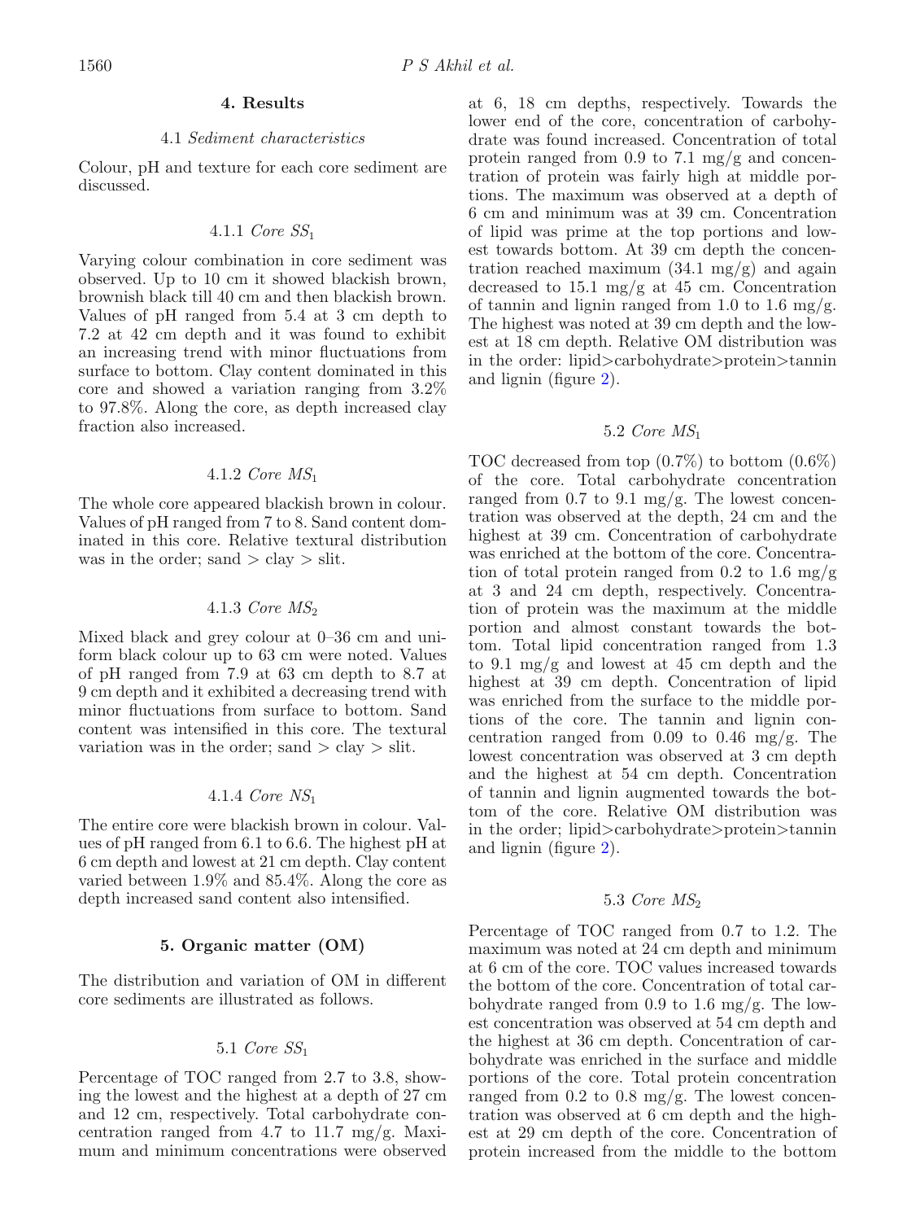## 4. Results

### 4.1 *Sediment characteristics*

Colour, pH and texture for each core sediment are discussed.

#### 4.1.1 *Core* $SS_1$

Varying colour combination in core sediment was observed. Up to 10 cm it showed blackish brown, brownish black till 40 cm and then blackish brown. Values of pH ranged from 5.4 at 3 cm depth to 7.2 at 42 cm depth and it was found to exhibit an increasing trend with minor fluctuations from surface to bottom. Clay content dominated in this core and showed a variation ranging from 3.2% to 97.8%. Along the core, as depth increased clay fraction also increased.

#### 4.1.2 *Core* $MS_1$

The whole core appeared blackish brown in colour. Values of pH ranged from 7 to 8. Sand content dominated in this core. Relative textural distribution was in the order; sand > clay > slit.

#### 4.1.3 *Core* $MS_2$

Mixed black and grey colour at 0–36 cm and uniform black colour up to 63 cm were noted. Values of pH ranged from 7.9 at 63 cm depth to 8.7 at 9 cm depth and it exhibited a decreasing trend with minor fluctuations from surface to bottom. Sand content was intensified in this core. The textural variation was in the order; sand > clay > slit.

#### 4.1.4 *Core* $NS_1$

The entire core were blackish brown in colour. Values of pH ranged from 6.1 to 6.6. The highest pH at 6 cm depth and lowest at 21 cm depth. Clay content varied between 1.9% and 85.4%. Along the core as depth increased sand content also intensified.

## 5. Organic matter (OM)

The distribution and variation of OM in different core sediments are illustrated as follows.

### 5.1 *Core* $SS_1$

Percentage of TOC ranged from 2.7 to 3.8, showing the lowest and the highest at a depth of 27 cm and 12 cm, respectively. Total carbohydrate concentration ranged from 4.7 to 11.7 mg/g. Maximum and minimum concentrations were observed at 6, 18 cm depths, respectively. Towards the lower end of the core, concentration of carbohydrate was found increased. Concentration of total protein ranged from 0.9 to 7.1 mg/g and concentration of protein was fairly high at middle portions. The maximum was observed at a depth of 6 cm and minimum was at 39 cm. Concentration of lipid was prime at the top portions and lowest towards bottom. At 39 cm depth the concentration reached maximum (34.1 mg/g) and again decreased to 15.1 mg/g at 45 cm. Concentration of tannin and lignin ranged from 1.0 to 1.6 mg/g. The highest was noted at 39 cm depth and the lowest at 18 cm depth. Relative OM distribution was in the order: lipid>carbohydrate>protein>tannin and lignin (figure 2).

### 5.2 *Core* $MS_1$

TOC decreased from top (0.7%) to bottom (0.6%) of the core. Total carbohydrate concentration ranged from 0.7 to 9.1 mg/g. The lowest concentration was observed at the depth, 24 cm and the highest at 39 cm. Concentration of carbohydrate was enriched at the bottom of the core. Concentration of total protein ranged from 0.2 to 1.6 mg/g at 3 and 24 cm depth, respectively. Concentration of protein was the maximum at the middle portion and almost constant towards the bottom. Total lipid concentration ranged from 1.3 to 9.1 mg/g and lowest at 45 cm depth and the highest at 39 cm depth. Concentration of lipid was enriched from the surface to the middle portions of the core. The tannin and lignin concentration ranged from 0.09 to 0.46 mg/g. The lowest concentration was observed at 3 cm depth and the highest at 54 cm depth. Concentration of tannin and lignin augmented towards the bottom of the core. Relative OM distribution was in the order; lipid>carbohydrate>protein>tannin and lignin (figure 2).

### 5.3 *Core* $MS_2$

Percentage of TOC ranged from 0.7 to 1.2. The maximum was noted at 24 cm depth and minimum at 6 cm of the core. TOC values increased towards the bottom of the core. Concentration of total carbohydrate ranged from 0.9 to 1.6 mg/g. The lowest concentration was observed at 54 cm depth and the highest at 36 cm depth. Concentration of carbohydrate was enriched in the surface and middle portions of the core. Total protein concentration ranged from 0.2 to 0.8 mg/g. The lowest concentration was observed at 6 cm depth and the highest at 29 cm depth of the core. Concentration of protein increased from the middle to the bottom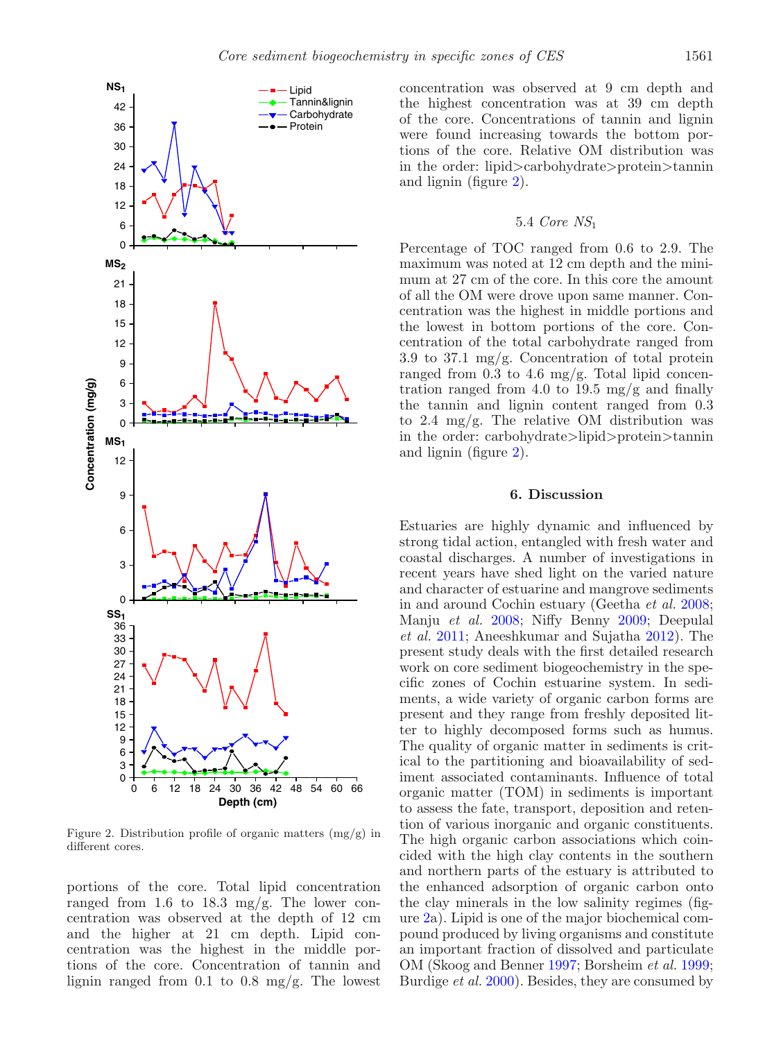Figure 2. Distribution profile of organic matters (mg/g) in different cores.

portions of the core. Total lipid concentration ranged from 1.6 to 18.3 mg/g. The lower concentration was observed at the depth of 12 cm and the higher at 21 cm depth. Lipid concentration was the highest in the middle portions of the core. Concentration of tannin and lignin ranged from 0.1 to 0.8 mg/g. The lowest concentration was observed at 9 cm depth and the highest concentration was at 39 cm depth of the core. Concentrations of tannin and lignin were found increasing towards the bottom portions of the core. Relative OM distribution was in the order: lipid>carbohydrate>protein>tannin and lignin (figure 2).

### 5.4 *Core NS*$_1$

Percentage of TOC ranged from 0.6 to 2.9. The maximum was noted at 12 cm depth and the minimum at 27 cm of the core. In this core the amount of all the OM were drove upon same manner. Concentration was the highest in middle portions and the lowest in bottom portions of the core. Concentration of the total carbohydrate ranged from 3.9 to 37.1 mg/g. Concentration of total protein ranged from 0.3 to 4.6 mg/g. Total lipid concentration ranged from 4.0 to 19.5 mg/g and finally the tannin and lignin content ranged from 0.3 to 2.4 mg/g. The relative OM distribution was in the order: carbohydrate>lipid>protein>tannin and lignin (figure 2).

## 6. Discussion

Estuaries are highly dynamic and influenced by strong tidal action, entangled with fresh water and coastal discharges. A number of investigations in recent years have shed light on the varied nature and character of estuarine and mangrove sediments in and around Cochin estuary (Geetha *et al.* 2008; Manju *et al.* 2008; Niffy Benny 2009; Deepulal *et al.* 2011; Aneeshkumar and Sujatha 2012). The present study deals with the first detailed research work on core sediment biogeochemistry in the specific zones of Cochin estuarine system. In sediments, a wide variety of organic carbon forms are present and they range from freshly deposited litter to highly decomposed forms such as humus. The quality of organic matter in sediments is critical to the partitioning and bioavailability of sediment associated contaminants. Influence of total organic matter (TOM) in sediments is important to assess the fate, transport, deposition and retention of various inorganic and organic constituents. The high organic carbon associations which coincided with the high clay contents in the southern and northern parts of the estuary is attributed to the enhanced adsorption of organic carbon onto the clay minerals in the low salinity regimes (figure 2a). Lipid is one of the major biochemical compound produced by living organisms and constitute an important fraction of dissolved and particulate OM (Skoog and Benner 1997; Borsheim *et al.* 1999; Burdige *et al.* 2000). Besides, they are consumed by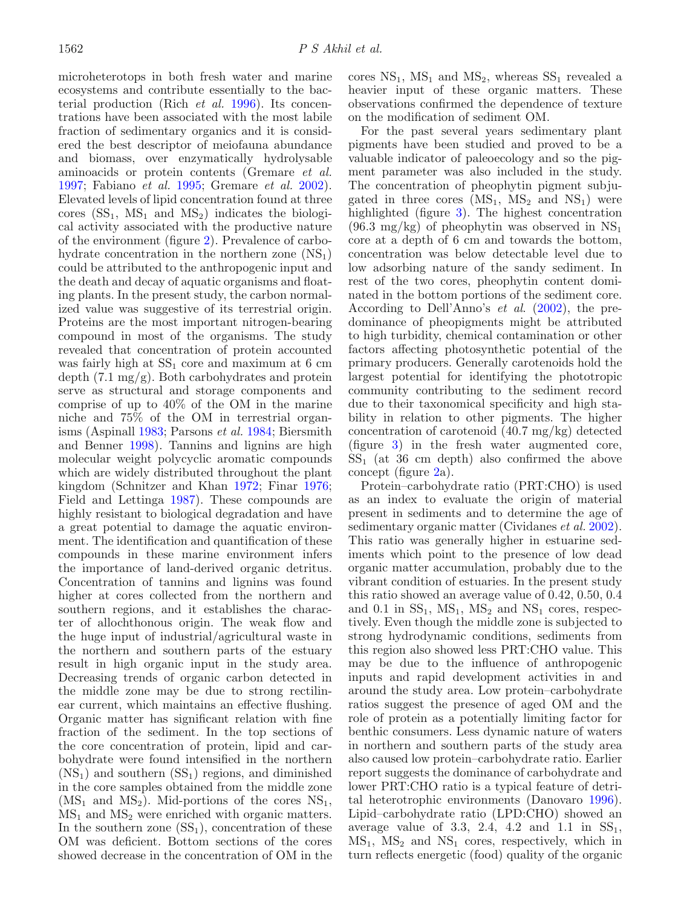microheterotops in both fresh water and marine ecosystems and contribute essentially to the bacterial production (Rich *et al.* 1996). Its concentrations have been associated with the most labile fraction of sedimentary organics and it is considered the best descriptor of meiofauna abundance and biomass, over enzymatically hydrolysable aminoacids or protein contents (Gremare *et al.* 1997; Fabiano *et al.* 1995; Gremare *et al.* 2002). Elevated levels of lipid concentration found at three cores ($SS_1$, $MS_1$ and $MS_2$) indicates the biological activity associated with the productive nature of the environment (figure 2). Prevalence of carbohydrate concentration in the northern zone ($NS_1$) could be attributed to the anthropogenic input and the death and decay of aquatic organisms and floating plants. In the present study, the carbon normalized value was suggestive of its terrestrial origin. Proteins are the most important nitrogen-bearing compound in most of the organisms. The study revealed that concentration of protein accounted was fairly high at $SS_1$ core and maximum at 6 cm depth (7.1 mg/g). Both carbohydrates and protein serve as structural and storage components and comprise of up to 40% of the OM in the marine niche and 75% of the OM in terrestrial organisms (Aspinall 1983; Parsons *et al.* 1984; Biersmith and Benner 1998). Tannins and lignins are high molecular weight polycyclic aromatic compounds which are widely distributed throughout the plant kingdom (Schnitzer and Khan 1972; Finar 1976; Field and Lettinga 1987). These compounds are highly resistant to biological degradation and have a great potential to damage the aquatic environment. The identification and quantification of these compounds in these marine environment infers the importance of land-derived organic detritus. Concentration of tannins and lignins was found higher at cores collected from the northern and southern regions, and it establishes the character of allochthonous origin. The weak flow and the huge input of industrial/agricultural waste in the northern and southern parts of the estuary result in high organic input in the study area. Decreasing trends of organic carbon detected in the middle zone may be due to strong rectilinear current, which maintains an effective flushing. Organic matter has significant relation with fine fraction of the sediment. In the top sections of the core concentration of protein, lipid and carbohydrate were found intensified in the northern ($NS_1$) and southern ($SS_1$) regions, and diminished in the core samples obtained from the middle zone ($MS_1$ and $MS_2$). Mid-portions of the cores $NS_1$, $MS_1$ and $MS_2$ were enriched with organic matters. In the southern zone ($SS_1$), concentration of these OM was deficient. Bottom sections of the cores showed decrease in the concentration of OM in the cores $NS_1$, $MS_1$ and $MS_2$, whereas $SS_1$ revealed a heavier input of these organic matters. These observations confirmed the dependence of texture on the modification of sediment OM.

For the past several years sedimentary plant pigments have been studied and proved to be a valuable indicator of paleoecology and so the pigment parameter was also included in the study. The concentration of pheophytin pigment subjugated in three cores ($MS_1$, $MS_2$ and $NS_1$) were highlighted (figure 3). The highest concentration (96.3 mg/kg) of pheophytin was observed in $NS_1$ core at a depth of 6 cm and towards the bottom, concentration was below detectable level due to low adsorbing nature of the sandy sediment. In rest of the two cores, pheophytin content dominated in the bottom portions of the sediment core. According to Dell'Anno's *et al.* (2002), the predominance of pheopigments might be attributed to high turbidity, chemical contamination or other factors affecting photosynthetic potential of the primary producers. Generally carotenoids hold the largest potential for identifying the phototropic community contributing to the sediment record due to their taxonomical specificity and high stability in relation to other pigments. The higher concentration of carotenoid (40.7 mg/kg) detected (figure 3) in the fresh water augmented core, $SS_1$ (at 36 cm depth) also confirmed the above concept (figure 2a).

Protein–carbohydrate ratio (PRT:CHO) is used as an index to evaluate the origin of material present in sediments and to determine the age of sedimentary organic matter (Cividanes *et al.* 2002). This ratio was generally higher in estuarine sediments which point to the presence of low dead organic matter accumulation, probably due to the vibrant condition of estuaries. In the present study this ratio showed an average value of 0.42, 0.50, 0.4 and 0.1 in $SS_1$, $MS_1$, $MS_2$ and $NS_1$ cores, respectively. Even though the middle zone is subjected to strong hydrodynamic conditions, sediments from this region also showed less PRT:CHO value. This may be due to the influence of anthropogenic inputs and rapid development activities in and around the study area. Low protein–carbohydrate ratios suggest the presence of aged OM and the role of protein as a potentially limiting factor for benthic consumers. Less dynamic nature of waters in northern and southern parts of the study area also caused low protein–carbohydrate ratio. Earlier report suggests the dominance of carbohydrate and lower PRT:CHO ratio is a typical feature of detrital heterotrophic environments (Danovaro 1996). Lipid–carbohydrate ratio (LPD:CHO) showed an average value of 3.3, 2.4, 4.2 and 1.1 in $SS_1$, $MS_1$, $MS_2$ and $NS_1$ cores, respectively, which in turn reflects energetic (food) quality of the organic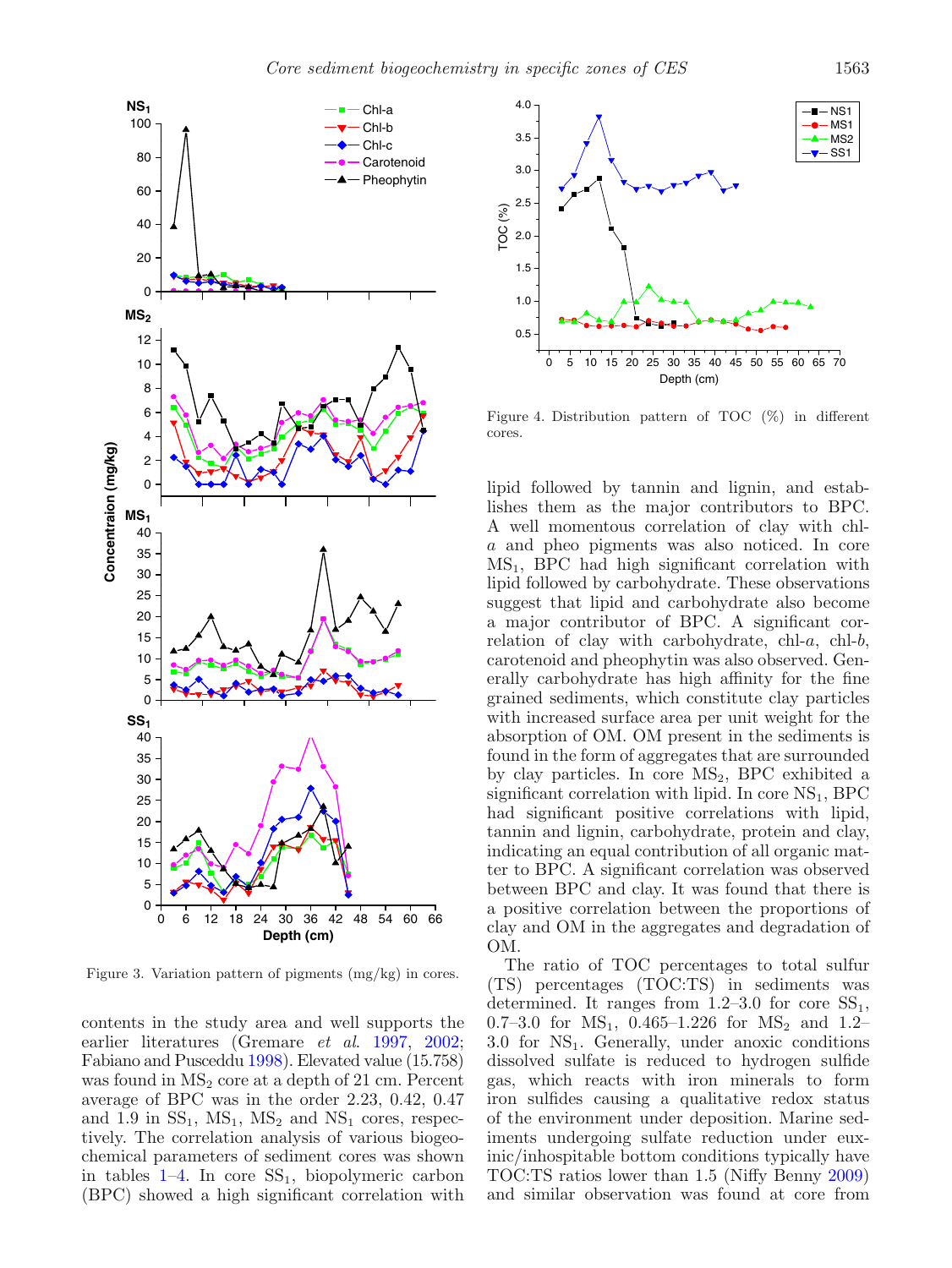Figure 3. Variation pattern of pigments (mg/kg) in cores.

Figure 4. Distribution pattern of TOC (%) in different cores.

contents in the study area and well supports the earlier literatures (Gremare *et al.* 1997, 2002; Fabiano and Pusceddu 1998). Elevated value (15.758) was found in $MS_2$ core at a depth of 21 cm. Percent average of BPC was in the order 2.23, 0.42, 0.47 and 1.9 in $SS_1$, $MS_1$, $MS_2$ and $NS_1$ cores, respectively. The correlation analysis of various biogeochemical parameters of sediment cores was shown in tables 1–4. In core $SS_1$, biopolymeric carbon (BPC) showed a high significant correlation with lipid followed by tannin and lignin, and establishes them as the major contributors to BPC. A well momentous correlation of clay with chl-*a* and pheo pigments was also noticed. In core $MS_1$, BPC had high significant correlation with lipid followed by carbohydrate. These observations suggest that lipid and carbohydrate also become a major contributor of BPC. A significant correlation of clay with carbohydrate, chl-*a*, chl-*b*, carotenoid and pheophytin was also observed. Generally carbohydrate has high affinity for the fine grained sediments, which constitute clay particles with increased surface area per unit weight for the absorption of OM. OM present in the sediments is found in the form of aggregates that are surrounded by clay particles. In core $MS_2$, BPC exhibited a significant correlation with lipid. In core $NS_1$, BPC had significant positive correlations with lipid, tannin and lignin, carbohydrate, protein and clay, indicating an equal contribution of all organic matter to BPC. A significant correlation was observed between BPC and clay. It was found that there is a positive correlation between the proportions of clay and OM in the aggregates and degradation of OM.

The ratio of TOC percentages to total sulfur (TS) percentages (TOC:TS) in sediments was determined. It ranges from 1.2–3.0 for core $SS_1$, 0.7–3.0 for $MS_1$, 0.465–1.226 for $MS_2$ and 1.2–3.0 for $NS_1$. Generally, under anoxic conditions dissolved sulfate is reduced to hydrogen sulfide gas, which reacts with iron minerals to form iron sulfides causing a qualitative redox status of the environment under deposition. Marine sediments undergoing sulfate reduction under euxinic/inhospitable bottom conditions typically have TOC:TS ratios lower than 1.5 (Niffy Benny 2009) and similar observation was found at core from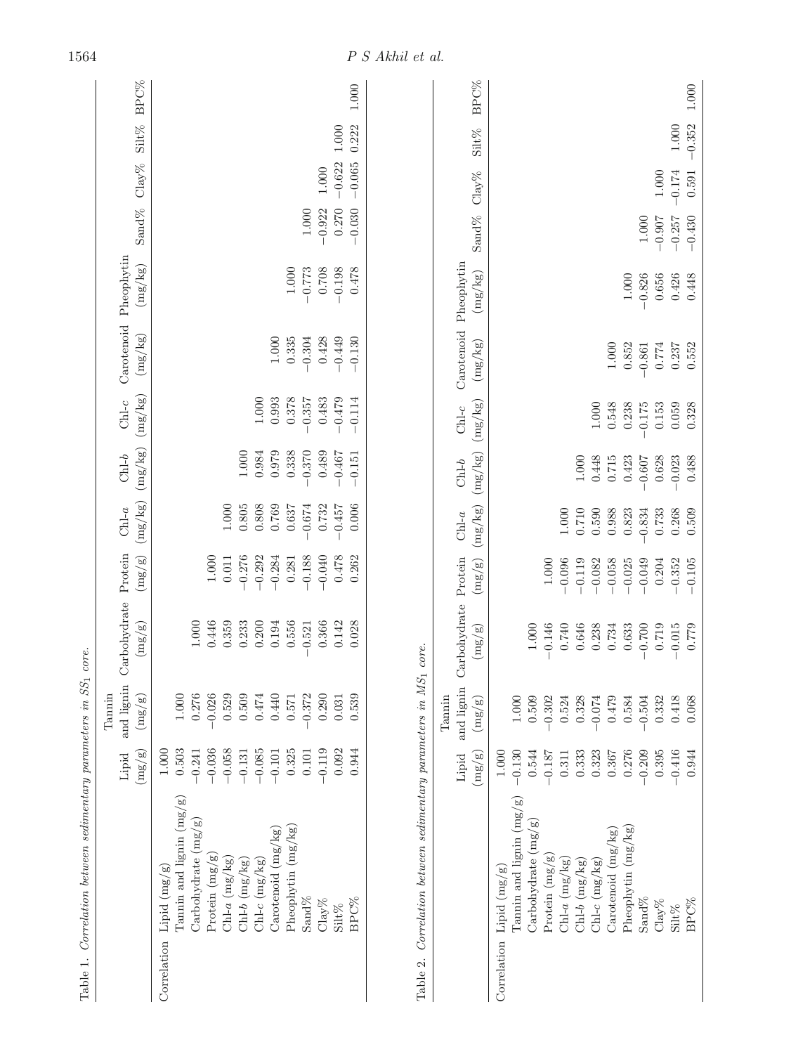Table 1. *Correlation between sedimentary parameters in $SS_1$ core.*

| | | Lipid (mg/g) | Tannin and lignin (mg/g) | Carbohydrate (mg/g) | Protein (mg/g) | Chl-*a* (mg/kg) | Chl-*b* (mg/kg) | Chl-*c* (mg/kg) | Carotenoid (mg/kg) | Pheophytin (mg/kg) | Sand% | Clay% | Silt% | BPC% |
|---|---|---|---|---|---|---|---|---|---|---|---|---|---|---|
| Correlation | Lipid (mg/g) | 1.000 | | | | | | | | | | | | |
| | Tannin and lignin (mg/g) | 0.503 | 1.000 | | | | | | | | | | | |
| | Carbohydrate (mg/g) | −0.241 | 0.276 | 1.000 | | | | | | | | | | |
| | Protein (mg/g) | −0.036 | −0.026 | 0.446 | 1.000 | | | | | | | | | |
| | Chl-*a* (mg/kg) | −0.058 | 0.529 | 0.359 | 0.011 | 1.000 | | | | | | | | |
| | Chl-*b* (mg/kg) | −0.131 | 0.509 | 0.233 | −0.276 | 0.805 | 1.000 | | | | | | | |
| | Chl-*c* (mg/kg) | −0.085 | 0.474 | 0.200 | −0.292 | 0.808 | 0.984 | 1.000 | | | | | | |
| | Carotenoid (mg/kg) | −0.101 | 0.440 | 0.194 | −0.284 | 0.769 | 0.979 | 0.993 | 1.000 | | | | | |
| | Pheophytin (mg/kg) | 0.325 | 0.571 | 0.556 | 0.281 | 0.637 | 0.338 | 0.378 | 0.335 | 1.000 | | | | |
| | Sand% | 0.101 | −0.372 | −0.521 | −0.188 | −0.674 | −0.370 | −0.357 | −0.304 | −0.773 | 1.000 | | | |
| | Clay% | −0.119 | 0.290 | 0.366 | −0.040 | 0.732 | 0.489 | 0.483 | 0.428 | 0.708 | −0.922 | 1.000 | | |
| | Silt% | 0.092 | 0.031 | 0.142 | 0.478 | −0.457 | −0.467 | −0.479 | −0.449 | −0.198 | 0.270 | −0.622 | 1.000 | |
| | BPC% | 0.944 | 0.539 | 0.028 | 0.262 | 0.006 | −0.151 | −0.114 | −0.130 | 0.478 | −0.030 | −0.065 | 0.222 | 1.000 |

Table 2. *Correlation between sedimentary parameters in $MS_1$ core.*

| | | Lipid (mg/g) | Tannin and lignin (mg/g) | Carbohydrate (mg/g) | Protein (mg/g) | Chl-*a* (mg/kg) | Chl-*b* (mg/kg) | Chl-*c* (mg/kg) | Carotenoid (mg/kg) | Pheophytin (mg/kg) | Sand% | Clay% | Silt% | BPC% |
|---|---|---|---|---|---|---|---|---|---|---|---|---|---|---|
| Correlation | Lipid (mg/g) | 1.000 | | | | | | | | | | | | |
| | Tannin and lignin (mg/g) | −0.130 | 1.000 | | | | | | | | | | | |
| | Carbohydrate (mg/g) | 0.544 | 0.509 | 1.000 | | | | | | | | | | |
| | Protein (mg/g) | −0.187 | −0.302 | −0.146 | 1.000 | | | | | | | | | |
| | Chl-*a* (mg/kg) | 0.311 | 0.524 | 0.740 | −0.096 | 1.000 | | | | | | | | |
| | Chl-*b* (mg/kg) | 0.333 | 0.328 | 0.646 | −0.119 | 0.710 | 1.000 | | | | | | | |
| | Chl-*c* (mg/kg) | 0.323 | −0.074 | 0.238 | −0.082 | 0.590 | 0.448 | 1.000 | | | | | | |
| | Carotenoid (mg/kg) | 0.367 | 0.479 | 0.734 | −0.058 | 0.988 | 0.715 | 0.548 | 1.000 | | | | | |
| | Pheophytin (mg/kg) | 0.276 | 0.584 | 0.633 | −0.025 | 0.823 | 0.423 | 0.238 | 0.852 | 1.000 | | | | |
| | Sand% | −0.209 | −0.504 | −0.700 | −0.049 | −0.834 | −0.607 | −0.175 | −0.861 | −0.826 | 1.000 | | | |
| | Clay% | 0.395 | 0.332 | 0.719 | 0.204 | 0.733 | 0.628 | 0.153 | 0.774 | 0.656 | −0.907 | 1.000 | | |
| | Silt% | −0.416 | 0.418 | −0.015 | −0.352 | 0.268 | −0.023 | 0.059 | 0.237 | 0.426 | −0.257 | −0.174 | 1.000 | |
| | BPC% | 0.944 | 0.068 | 0.779 | −0.105 | 0.509 | 0.488 | 0.328 | 0.552 | 0.448 | −0.430 | 0.591 | −0.352 | 1.000 |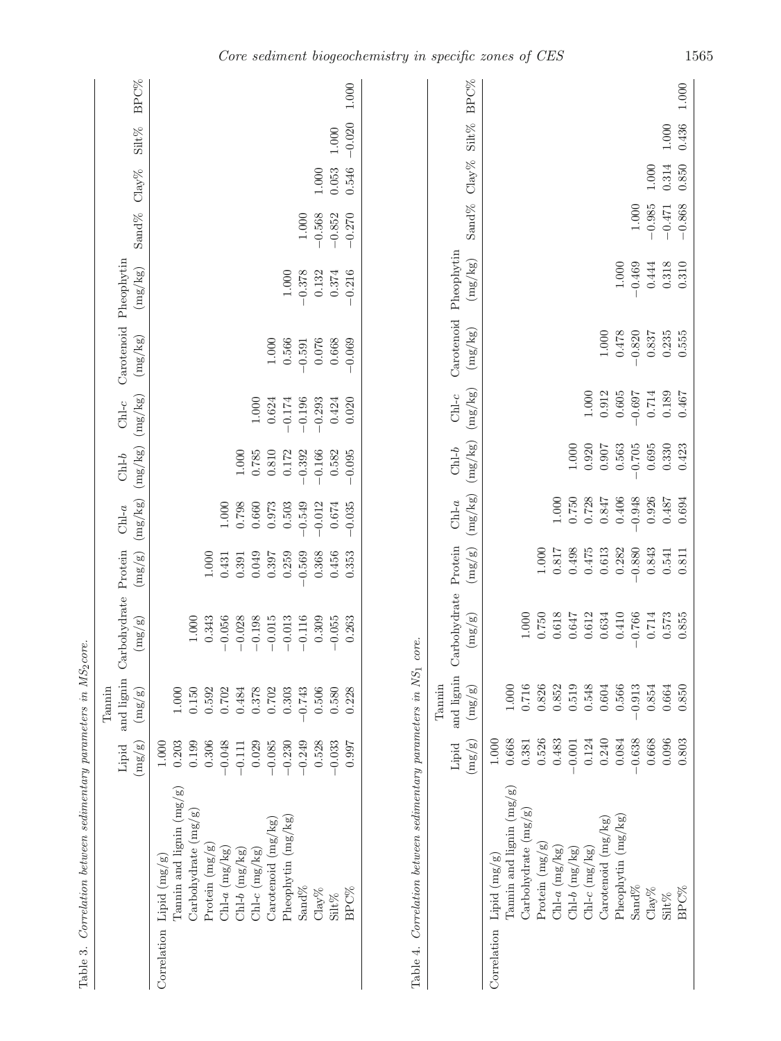Table 3. *Correlation between sedimentary parameters in $MS_2$ core.*

| | | Lipid (mg/g) | Tannin and lignin (mg/g) | Carbohydrate (mg/g) | Protein (mg/g) | Chl-*a* (mg/kg) | Chl-*b* (mg/kg) | Chl-*c* (mg/kg) | Carotenoid (mg/kg) | Pheophytin (mg/kg) | Sand% | Clay% | Silt% | BPC% |
|---|---|---|---|---|---|---|---|---|---|---|---|---|---|---|
| Correlation | Lipid (mg/g) | 1.000 | | | | | | | | | | | | |
| | Tannin and lignin (mg/g) | 0.203 | 1.000 | | | | | | | | | | | |
| | Carbohydrate (mg/g) | 0.199 | 0.150 | 1.000 | | | | | | | | | | |
| | Protein (mg/g) | 0.306 | 0.592 | 0.343 | 1.000 | | | | | | | | | |
| | Chl-*a* (mg/kg) | −0.048 | 0.702 | −0.056 | 0.431 | 1.000 | | | | | | | | |
| | Chl-*b* (mg/kg) | −0.111 | 0.484 | −0.028 | 0.391 | 0.798 | 1.000 | | | | | | | |
| | Chl-*c* (mg/kg) | 0.029 | 0.378 | −0.198 | 0.049 | 0.660 | 0.785 | 1.000 | | | | | | |
| | Carotenoid (mg/kg) | −0.085 | 0.702 | −0.015 | 0.397 | 0.973 | 0.810 | 0.624 | 1.000 | | | | | |
| | Pheophytin (mg/kg) | −0.230 | 0.303 | −0.013 | 0.259 | 0.503 | 0.172 | −0.174 | 0.566 | 1.000 | | | | |
| | Sand% | −0.249 | −0.743 | −0.116 | −0.569 | −0.549 | −0.392 | −0.196 | −0.591 | −0.378 | 1.000 | | | |
| | Clay% | 0.528 | 0.506 | 0.309 | 0.368 | −0.012 | −0.166 | −0.293 | 0.076 | 0.132 | −0.568 | 1.000 | | |
| | Silt% | −0.033 | 0.580 | −0.055 | 0.456 | 0.674 | 0.582 | 0.424 | 0.668 | 0.374 | −0.852 | 0.053 | 1.000 | |
| | BPC% | 0.997 | 0.228 | 0.263 | 0.353 | −0.035 | −0.095 | 0.020 | −0.069 | −0.216 | −0.270 | 0.546 | −0.020 | 1.000 |

Table 4. *Correlation between sedimentary parameters in $NS_1$ core.*

| | | Lipid (mg/g) | Tannin and lignin (mg/g) | Carbohydrate (mg/g) | Protein (mg/g) | Chl-*a* (mg/kg) | Chl-*b* (mg/kg) | Chl-*c* (mg/kg) | Carotenoid (mg/kg) | Pheophytin (mg/kg) | Sand% | Clay% | Silt% | BPC% |
|---|---|---|---|---|---|---|---|---|---|---|---|---|---|---|
| Correlation | Lipid (mg/g) | 1.000 | | | | | | | | | | | | |
| | Tannin and lignin (mg/g) | 0.668 | 1.000 | | | | | | | | | | | |
| | Carbohydrate (mg/g) | 0.381 | 0.716 | 1.000 | | | | | | | | | | |
| | Protein (mg/g) | 0.526 | 0.826 | 0.750 | 1.000 | | | | | | | | | |
| | Chl-*a* (mg/kg) | 0.483 | 0.852 | 0.618 | 0.817 | 1.000 | | | | | | | | |
| | Chl-*b* (mg/kg) | −0.001 | 0.519 | 0.647 | 0.498 | 0.750 | 1.000 | | | | | | | |
| | Chl-*c* (mg/kg) | 0.124 | 0.548 | 0.612 | 0.475 | 0.728 | 0.920 | 1.000 | | | | | | |
| | Carotenoid (mg/kg) | 0.240 | 0.604 | 0.634 | 0.613 | 0.847 | 0.907 | 0.912 | 1.000 | | | | | |
| | Pheophytin (mg/kg) | 0.084 | 0.566 | 0.410 | 0.282 | 0.406 | 0.563 | 0.605 | 0.478 | 1.000 | | | | |
| | Sand% | −0.638 | −0.913 | −0.766 | −0.880 | −0.948 | −0.705 | −0.697 | −0.820 | −0.469 | 1.000 | | | |
| | Clay% | 0.668 | 0.854 | 0.714 | 0.843 | 0.926 | 0.695 | 0.714 | 0.837 | 0.444 | −0.985 | 1.000 | | |
| | Silt% | 0.096 | 0.664 | 0.573 | 0.541 | 0.487 | 0.330 | 0.189 | 0.235 | 0.318 | −0.471 | 0.314 | 1.000 | |
| | BPC% | 0.803 | 0.850 | 0.855 | 0.811 | 0.694 | 0.423 | 0.467 | 0.555 | 0.310 | −0.868 | 0.850 | 0.436 | 1.000 |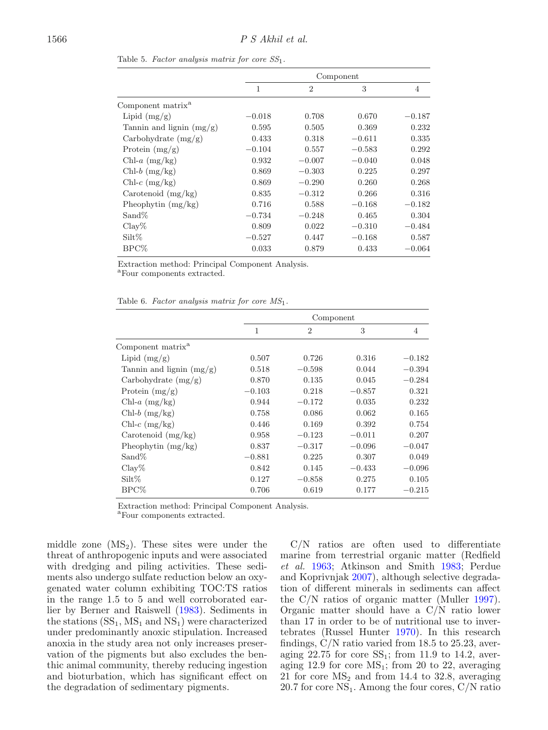Table 5. *Factor analysis matrix for core $SS_1$.*

| | Component | | | |
|---|---|---|---|---|
| | 1 | 2 | 3 | 4 |
| Component matrix[a] | | | | |
| Lipid (mg/g) | −0.018 | 0.708 | 0.670 | −0.187 |
| Tannin and lignin (mg/g) | 0.595 | 0.505 | 0.369 | 0.232 |
| Carbohydrate (mg/g) | 0.433 | 0.318 | −0.611 | 0.335 |
| Protein (mg/g) | −0.104 | 0.557 | −0.583 | 0.292 |
| Chl-*a* (mg/kg) | 0.932 | −0.007 | −0.040 | 0.048 |
| Chl-*b* (mg/kg) | 0.869 | −0.303 | 0.225 | 0.297 |
| Chl-*c* (mg/kg) | 0.869 | −0.290 | 0.260 | 0.268 |
| Carotenoid (mg/kg) | 0.835 | −0.312 | 0.266 | 0.316 |
| Pheophytin (mg/kg) | 0.716 | 0.588 | −0.168 | −0.182 |
| Sand% | −0.734 | −0.248 | 0.465 | 0.304 |
| Clay% | 0.809 | 0.022 | −0.310 | −0.484 |
| Silt% | −0.527 | 0.447 | −0.168 | 0.587 |
| BPC% | 0.033 | 0.879 | 0.433 | −0.064 |

Extraction method: Principal Component Analysis.
[a]Four components extracted.

Table 6. *Factor analysis matrix for core $MS_1$.*

| | Component | | | |
|---|---|---|---|---|
| | 1 | 2 | 3 | 4 |
| Component matrix[a] | | | | |
| Lipid (mg/g) | 0.507 | 0.726 | 0.316 | −0.182 |
| Tannin and lignin (mg/g) | 0.518 | −0.598 | 0.044 | −0.394 |
| Carbohydrate (mg/g) | 0.870 | 0.135 | 0.045 | −0.284 |
| Protein (mg/g) | −0.103 | 0.218 | −0.857 | 0.321 |
| Chl-*a* (mg/kg) | 0.944 | −0.172 | 0.035 | 0.232 |
| Chl-*b* (mg/kg) | 0.758 | 0.086 | 0.062 | 0.165 |
| Chl-*c* (mg/kg) | 0.446 | 0.169 | 0.392 | 0.754 |
| Carotenoid (mg/kg) | 0.958 | −0.123 | −0.011 | 0.207 |
| Pheophytin (mg/kg) | 0.837 | −0.317 | −0.096 | −0.047 |
| Sand% | −0.881 | 0.225 | 0.307 | 0.049 |
| Clay% | 0.842 | 0.145 | −0.433 | −0.096 |
| Silt% | 0.127 | −0.858 | 0.275 | 0.105 |
| BPC% | 0.706 | 0.619 | 0.177 | −0.215 |

Extraction method: Principal Component Analysis.
[a]Four components extracted.

middle zone ($MS_2$). These sites were under the threat of anthropogenic inputs and were associated with dredging and piling activities. These sediments also undergo sulfate reduction below an oxygenated water column exhibiting TOC:TS ratios in the range 1.5 to 5 and well corroborated earlier by Berner and Raiswell (1983). Sediments in the stations ($SS_1$, $MS_1$ and $NS_1$) were characterized under predominantly anoxic stipulation. Increased anoxia in the study area not only increases preservation of the pigments but also excludes the benthic animal community, thereby reducing ingestion and bioturbation, which has significant effect on the degradation of sedimentary pigments.

C/N ratios are often used to differentiate marine from terrestrial organic matter (Redfield *et al.* 1963; Atkinson and Smith 1983; Perdue and Koprivnjak 2007), although selective degradation of different minerals in sediments can affect the C/N ratios of organic matter (Muller 1997). Organic matter should have a C/N ratio lower than 17 in order to be of nutritional use to invertebrates (Russel Hunter 1970). In this research findings, C/N ratio varied from 18.5 to 25.23, averaging 22.75 for core $SS_1$; from 11.9 to 14.2, averaging 12.9 for core $MS_1$; from 20 to 22, averaging 21 for core $MS_2$ and from 14.4 to 32.8, averaging 20.7 for core $NS_1$. Among the four cores, C/N ratio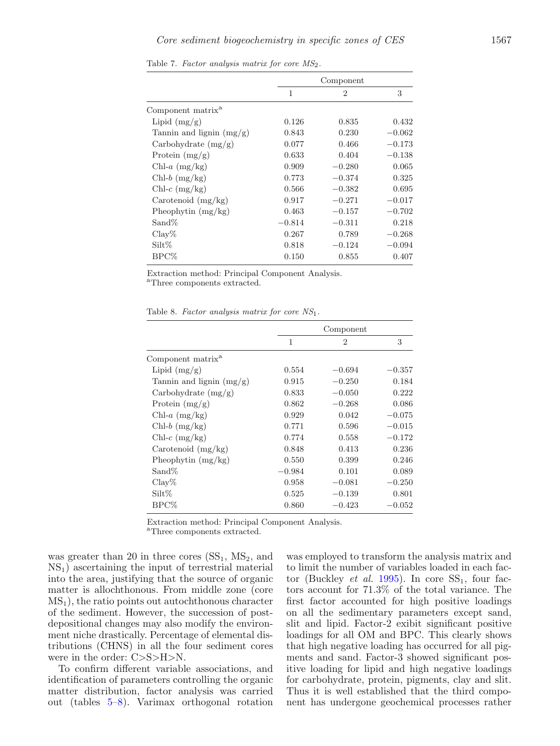Table 7. *Factor analysis matrix for core $MS_2$.*

| | Component | | |
|---|---|---|---|
| | 1 | 2 | 3 |
| Component matrix[a] | | | |
| Lipid (mg/g) | 0.126 | 0.835 | 0.432 |
| Tannin and lignin (mg/g) | 0.843 | 0.230 | −0.062 |
| Carbohydrate (mg/g) | 0.077 | 0.466 | −0.173 |
| Protein (mg/g) | 0.633 | 0.404 | −0.138 |
| Chl-*a* (mg/kg) | 0.909 | −0.280 | 0.065 |
| Chl-*b* (mg/kg) | 0.773 | −0.374 | 0.325 |
| Chl-*c* (mg/kg) | 0.566 | −0.382 | 0.695 |
| Carotenoid (mg/kg) | 0.917 | −0.271 | −0.017 |
| Pheophytin (mg/kg) | 0.463 | −0.157 | −0.702 |
| Sand% | −0.814 | −0.311 | 0.218 |
| Clay% | 0.267 | 0.789 | −0.268 |
| Silt% | 0.818 | −0.124 | −0.094 |
| BPC% | 0.150 | 0.855 | 0.407 |

Extraction method: Principal Component Analysis.
[a]Three components extracted.

Table 8. *Factor analysis matrix for core $NS_1$.*

| | Component | | |
|---|---|---|---|
| | 1 | 2 | 3 |
| Component matrix[a] | | | |
| Lipid (mg/g) | 0.554 | −0.694 | −0.357 |
| Tannin and lignin (mg/g) | 0.915 | −0.250 | 0.184 |
| Carbohydrate (mg/g) | 0.833 | −0.050 | 0.222 |
| Protein (mg/g) | 0.862 | −0.268 | 0.086 |
| Chl-*a* (mg/kg) | 0.929 | 0.042 | −0.075 |
| Chl-*b* (mg/kg) | 0.771 | 0.596 | −0.015 |
| Chl-*c* (mg/kg) | 0.774 | 0.558 | −0.172 |
| Carotenoid (mg/kg) | 0.848 | 0.413 | 0.236 |
| Pheophytin (mg/kg) | 0.550 | 0.399 | 0.246 |
| Sand% | −0.984 | 0.101 | 0.089 |
| Clay% | 0.958 | −0.081 | −0.250 |
| Silt% | 0.525 | −0.139 | 0.801 |
| BPC% | 0.860 | −0.423 | −0.052 |

Extraction method: Principal Component Analysis.
[a]Three components extracted.

was greater than 20 in three cores ($SS_1$, $MS_2$, and $NS_1$) ascertaining the input of terrestrial material into the area, justifying that the source of organic matter is allochthonous. From middle zone (core $MS_1$), the ratio points out autochthonous character of the sediment. However, the succession of post-depositional changes may also modify the environment niche drastically. Percentage of elemental distributions (CHNS) in all the four sediment cores were in the order: C>S>H>N.

To confirm different variable associations, and identification of parameters controlling the organic matter distribution, factor analysis was carried out (tables 5–8). Varimax orthogonal rotation was employed to transform the analysis matrix and to limit the number of variables loaded in each factor (Buckley *et al.* 1995). In core $SS_1$, four factors account for 71.3% of the total variance. The first factor accounted for high positive loadings on all the sedimentary parameters except sand, slit and lipid. Factor-2 exibit significant positive loadings for all OM and BPC. This clearly shows that high negative loading has occurred for all pigments and sand. Factor-3 showed significant positive loading for lipid and high negative loadings for carbohydrate, protein, pigments, clay and slit. Thus it is well established that the third component has undergone geochemical processes rather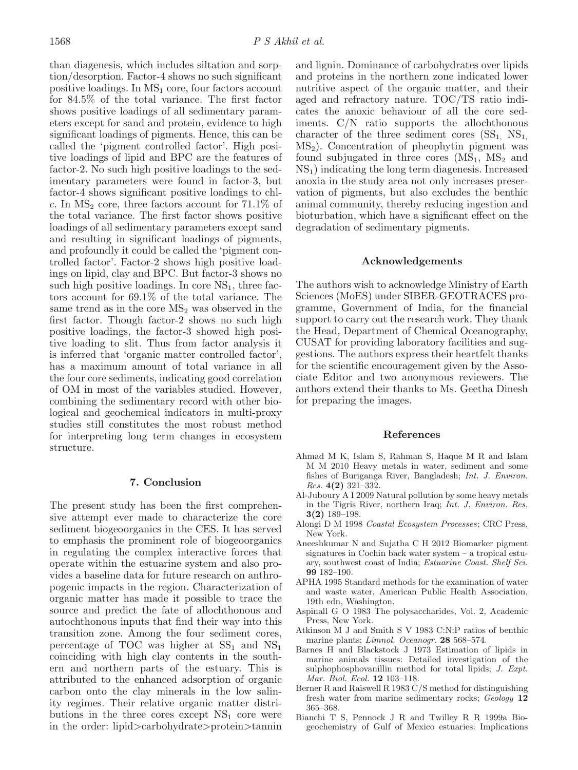than diagenesis, which includes siltation and sorption/desorption. Factor-4 shows no such significant positive loadings. In $MS_1$ core, four factors account for 84.5% of the total variance. The first factor shows positive loadings of all sedimentary parameters except for sand and protein, evidence to high significant loadings of pigments. Hence, this can be called the 'pigment controlled factor'. High positive loadings of lipid and BPC are the features of factor-2. No such high positive loadings to the sedimentary parameters were found in factor-3, but factor-4 shows significant positive loadings to chl-*c*. In $MS_2$ core, three factors account for 71.1% of the total variance. The first factor shows positive loadings of all sedimentary parameters except sand and resulting in significant loadings of pigments, and profoundly it could be called the 'pigment controlled factor'. Factor-2 shows high positive loadings on lipid, clay and BPC. But factor-3 shows no such high positive loadings. In core $NS_1$, three factors account for 69.1% of the total variance. The same trend as in the core $MS_2$ was observed in the first factor. Though factor-2 shows no such high positive loadings, the factor-3 showed high positive loading to slit. Thus from factor analysis it is inferred that 'organic matter controlled factor', has a maximum amount of total variance in all the four core sediments, indicating good correlation of OM in most of the variables studied. However, combining the sedimentary record with other biological and geochemical indicators in multi-proxy studies still constitutes the most robust method for interpreting long term changes in ecosystem structure.

## 7. Conclusion

The present study has been the first comprehensive attempt ever made to characterize the core sediment biogeoorganics in the CES. It has served to emphasis the prominent role of biogeoorganics in regulating the complex interactive forces that operate within the estuarine system and also provides a baseline data for future research on anthropogenic impacts in the region. Characterization of organic matter has made it possible to trace the source and predict the fate of allochthonous and autochthonous inputs that find their way into this transition zone. Among the four sediment cores, percentage of TOC was higher at $SS_1$ and $NS_1$ coinciding with high clay contents in the southern and northern parts of the estuary. This is attributed to the enhanced adsorption of organic carbon onto the clay minerals in the low salinity regimes. Their relative organic matter distributions in the three cores except $NS_1$ core were in the order: lipid>carbohydrate>protein>tannin and lignin. Dominance of carbohydrates over lipids and proteins in the northern zone indicated lower nutritive aspect of the organic matter, and their aged and refractory nature. TOC/TS ratio indicates the anoxic behaviour of all the core sediments. C/N ratio supports the allochthonous character of the three sediment cores ($SS_1$, $NS_1$, $MS_2$). Concentration of pheophytin pigment was found subjugated in three cores ($MS_1$, $MS_2$ and $NS_1$) indicating the long term diagenesis. Increased anoxia in the study area not only increases preservation of pigments, but also excludes the benthic animal community, thereby reducing ingestion and bioturbation, which have a significant effect on the degradation of sedimentary pigments.

## Acknowledgements

The authors wish to acknowledge Ministry of Earth Sciences (MoES) under SIBER-GEOTRACES programme, Government of India, for the financial support to carry out the research work. They thank the Head, Department of Chemical Oceanography, CUSAT for providing laboratory facilities and suggestions. The authors express their heartfelt thanks for the scientific encouragement given by the Associate Editor and two anonymous reviewers. The authors extend their thanks to Ms. Geetha Dinesh for preparing the images.

## References

Ahmad M K, Islam S, Rahman S, Haque M R and Islam M M 2010 Heavy metals in water, sediment and some fishes of Buriganga River, Bangladesh; *Int. J. Environ. Res.* **4(2)** 321–332.

Al-Juboury A I 2009 Natural pollution by some heavy metals in the Tigris River, northern Iraq; *Int. J. Environ. Res.* **3(2)** 189–198.

Alongi D M 1998 *Coastal Ecosystem Processes*; CRC Press, New York.

Aneeshkumar N and Sujatha C H 2012 Biomarker pigment signatures in Cochin back water system – a tropical estuary, southwest coast of India; *Estuarine Coast. Shelf Sci.* **99** 182–190.

APHA 1995 Standard methods for the examination of water and waste water, American Public Health Association, 19th edn, Washington.

Aspinall G O 1983 The polysaccharides, Vol. 2, Academic Press, New York.

Atkinson M J and Smith S V 1983 C:N:P ratios of benthic marine plants; *Limnol. Oceanogr.* **28** 568–574.

Barnes H and Blackstock J 1973 Estimation of lipids in marine animals tissues: Detailed investigation of the sulphophosphovanillin method for total lipids; *J. Expt. Mar. Biol. Ecol.* **12** 103–118.

Berner R and Raiswell R 1983 C/S method for distinguishing fresh water from marine sedimentary rocks; *Geology* **12** 365–368.

Bianchi T S, Pennock J R and Twilley R R 1999a Biogeochemistry of Gulf of Mexico estuaries: Implications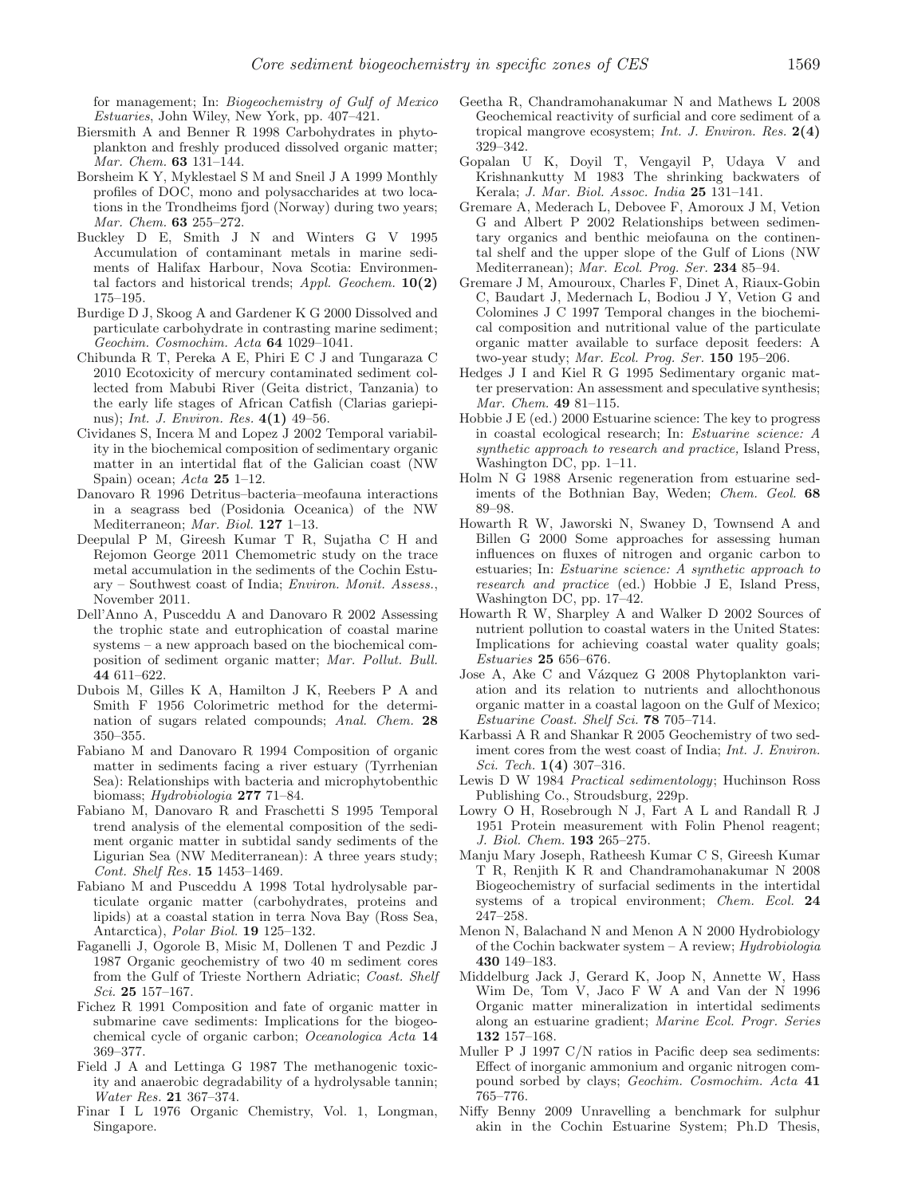for management; In: *Biogeochemistry of Gulf of Mexico Estuaries*, John Wiley, New York, pp. 407–421.

Biersmith A and Benner R 1998 Carbohydrates in phytoplankton and freshly produced dissolved organic matter; *Mar. Chem.* **63** 131–144.

Borsheim K Y, Myklestael S M and Sneil J A 1999 Monthly profiles of DOC, mono and polysaccharides at two locations in the Trondheims fjord (Norway) during two years; *Mar. Chem.* **63** 255–272.

Buckley D E, Smith J N and Winters G V 1995 Accumulation of contaminant metals in marine sediments of Halifax Harbour, Nova Scotia: Environmental factors and historical trends; *Appl. Geochem.* **10(2)** 175–195.

Burdige D J, Skoog A and Gardener K G 2000 Dissolved and particulate carbohydrate in contrasting marine sediment; *Geochim. Cosmochim. Acta* **64** 1029–1041.

Chibunda R T, Pereka A E, Phiri E C J and Tungaraza C 2010 Ecotoxicity of mercury contaminated sediment collected from Mabubi River (Geita district, Tanzania) to the early life stages of African Catfish (Clarias gariepinus); *Int. J. Environ. Res.* **4(1)** 49–56.

Cividanes S, Incera M and Lopez J 2002 Temporal variability in the biochemical composition of sedimentary organic matter in an intertidal flat of the Galician coast (NW Spain) ocean; *Acta* **25** 1–12.

Danovaro R 1996 Detritus–bacteria–meofauna interactions in a seagrass bed (Posidonia Oceanica) of the NW Mediterraneon; *Mar. Biol.* **127** 1–13.

Deepulal P M, Gireesh Kumar T R, Sujatha C H and Rejomon George 2011 Chemometric study on the trace metal accumulation in the sediments of the Cochin Estuary – Southwest coast of India; *Environ. Monit. Assess.*, November 2011.

Dell'Anno A, Pusceddu A and Danovaro R 2002 Assessing the trophic state and eutrophication of coastal marine systems – a new approach based on the biochemical composition of sediment organic matter; *Mar. Pollut. Bull.* **44** 611–622.

Dubois M, Gilles K A, Hamilton J K, Reebers P A and Smith F 1956 Colorimetric method for the determination of sugars related compounds; *Anal. Chem.* **28** 350–355.

Fabiano M and Danovaro R 1994 Composition of organic matter in sediments facing a river estuary (Tyrrhenian Sea): Relationships with bacteria and microphytobenthic biomass; *Hydrobiologia* **277** 71–84.

Fabiano M, Danovaro R and Fraschetti S 1995 Temporal trend analysis of the elemental composition of the sediment organic matter in subtidal sandy sediments of the Ligurian Sea (NW Mediterranean): A three years study; *Cont. Shelf Res.* **15** 1453–1469.

Fabiano M and Pusceddu A 1998 Total hydrolysable particulate organic matter (carbohydrates, proteins and lipids) at a coastal station in terra Nova Bay (Ross Sea, Antarctica), *Polar Biol.* **19** 125–132.

Faganelli J, Ogorole B, Misic M, Dollenen T and Pezdic J 1987 Organic geochemistry of two 40 m sediment cores from the Gulf of Trieste Northern Adriatic; *Coast. Shelf Sci.* **25** 157–167.

Fichez R 1991 Composition and fate of organic matter in submarine cave sediments: Implications for the biogeochemical cycle of organic carbon; *Oceanologica Acta* **14** 369–377.

Field J A and Lettinga G 1987 The methanogenic toxicity and anaerobic degradability of a hydrolysable tannin; *Water Res.* **21** 367–374.

Finar I L 1976 Organic Chemistry, Vol. 1, Longman, Singapore.

Geetha R, Chandramohanakumar N and Mathews L 2008 Geochemical reactivity of surficial and core sediment of a tropical mangrove ecosystem; *Int. J. Environ. Res.* **2(4)** 329–342.

Gopalan U K, Doyil T, Vengayil P, Udaya V and Krishnankutty M 1983 The shrinking backwaters of Kerala; *J. Mar. Biol. Assoc. India* **25** 131–141.

Gremare A, Mederach L, Debovee F, Amoroux J M, Vetion G and Albert P 2002 Relationships between sedimentary organics and benthic meiofauna on the continental shelf and the upper slope of the Gulf of Lions (NW Mediterranean); *Mar. Ecol. Prog. Ser.* **234** 85–94.

Gremare J M, Amouroux, Charles F, Dinet A, Riaux-Gobin C, Baudart J, Medernach L, Bodiou J Y, Vetion G and Colomines J C 1997 Temporal changes in the biochemical composition and nutritional value of the particulate organic matter available to surface deposit feeders: A two-year study; *Mar. Ecol. Prog. Ser.* **150** 195–206.

Hedges J I and Kiel R G 1995 Sedimentary organic matter preservation: An assessment and speculative synthesis; *Mar. Chem.* **49** 81–115.

Hobbie J E (ed.) 2000 Estuarine science: The key to progress in coastal ecological research; In: *Estuarine science: A synthetic approach to research and practice,* Island Press, Washington DC, pp. 1–11.

Holm N G 1988 Arsenic regeneration from estuarine sediments of the Bothnian Bay, Weden; *Chem. Geol.* **68** 89–98.

Howarth R W, Jaworski N, Swaney D, Townsend A and Billen G 2000 Some approaches for assessing human influences on fluxes of nitrogen and organic carbon to estuaries; In: *Estuarine science: A synthetic approach to research and practice* (ed.) Hobbie J E, Island Press, Washington DC, pp. 17–42.

Howarth R W, Sharpley A and Walker D 2002 Sources of nutrient pollution to coastal waters in the United States: Implications for achieving coastal water quality goals; *Estuaries* **25** 656–676.

Jose A, Ake C and Vázquez G 2008 Phytoplankton variation and its relation to nutrients and allochthonous organic matter in a coastal lagoon on the Gulf of Mexico; *Estuarine Coast. Shelf Sci.* **78** 705–714.

Karbassi A R and Shankar R 2005 Geochemistry of two sediment cores from the west coast of India; *Int. J. Environ. Sci. Tech.* **1(4)** 307–316.

Lewis D W 1984 *Practical sedimentology*; Huchinson Ross Publishing Co., Stroudsburg, 229p.

Lowry O H, Rosebrough N J, Fart A L and Randall R J 1951 Protein measurement with Folin Phenol reagent; *J. Biol. Chem.* **193** 265–275.

Manju Mary Joseph, Ratheesh Kumar C S, Gireesh Kumar T R, Renjith K R and Chandramohanakumar N 2008 Biogeochemistry of surfacial sediments in the intertidal systems of a tropical environment; *Chem. Ecol.* **24** 247–258.

Menon N, Balachand N and Menon A N 2000 Hydrobiology of the Cochin backwater system – A review; *Hydrobiologia* **430** 149–183.

Middelburg Jack J, Gerard K, Joop N, Annette W, Hass Wim De, Tom V, Jaco F W A and Van der N 1996 Organic matter mineralization in intertidal sediments along an estuarine gradient; *Marine Ecol. Progr. Series* **132** 157–168.

Muller P J 1997 C/N ratios in Pacific deep sea sediments: Effect of inorganic ammonium and organic nitrogen compound sorbed by clays; *Geochim. Cosmochim. Acta* **41** 765–776.

Niffy Benny 2009 Unravelling a benchmark for sulphur akin in the Cochin Estuarine System; Ph.D Thesis,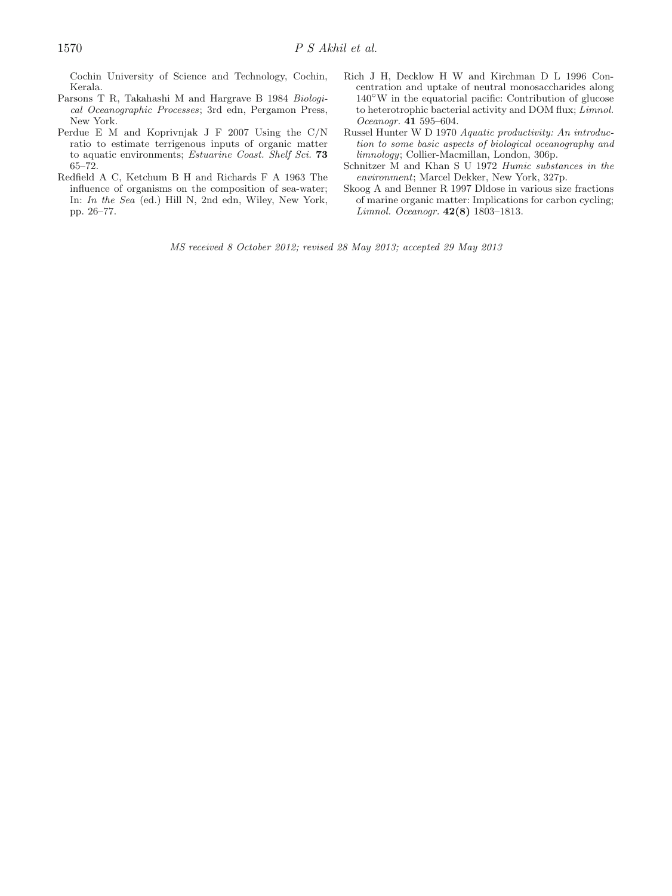Cochin University of Science and Technology, Cochin, Kerala.

Parsons T R, Takahashi M and Hargrave B 1984 *Biological Oceanographic Processes*; 3rd edn, Pergamon Press, New York.

Perdue E M and Koprivnjak J F 2007 Using the C/N ratio to estimate terrigenous inputs of organic matter to aquatic environments; *Estuarine Coast. Shelf Sci.* **73** 65–72.

Redfield A C, Ketchum B H and Richards F A 1963 The influence of organisms on the composition of sea-water; In: *In the Sea* (ed.) Hill N, 2nd edn, Wiley, New York, pp. 26–77.

Rich J H, Decklow H W and Kirchman D L 1996 Concentration and uptake of neutral monosaccharides along 140°W in the equatorial pacific: Contribution of glucose to heterotrophic bacterial activity and DOM flux; *Limnol. Oceanogr.* **41** 595–604.

Russel Hunter W D 1970 *Aquatic productivity: An introduction to some basic aspects of biological oceanography and limnology*; Collier-Macmillan, London, 306p.

Schnitzer M and Khan S U 1972 *Humic substances in the environment*; Marcel Dekker, New York, 327p.

Skoog A and Benner R 1997 Dldose in various size fractions of marine organic matter: Implications for carbon cycling; *Limnol. Oceanogr.* **42(8)** 1803–1813.

*MS received 8 October 2012; revised 28 May 2013; accepted 29 May 2013*